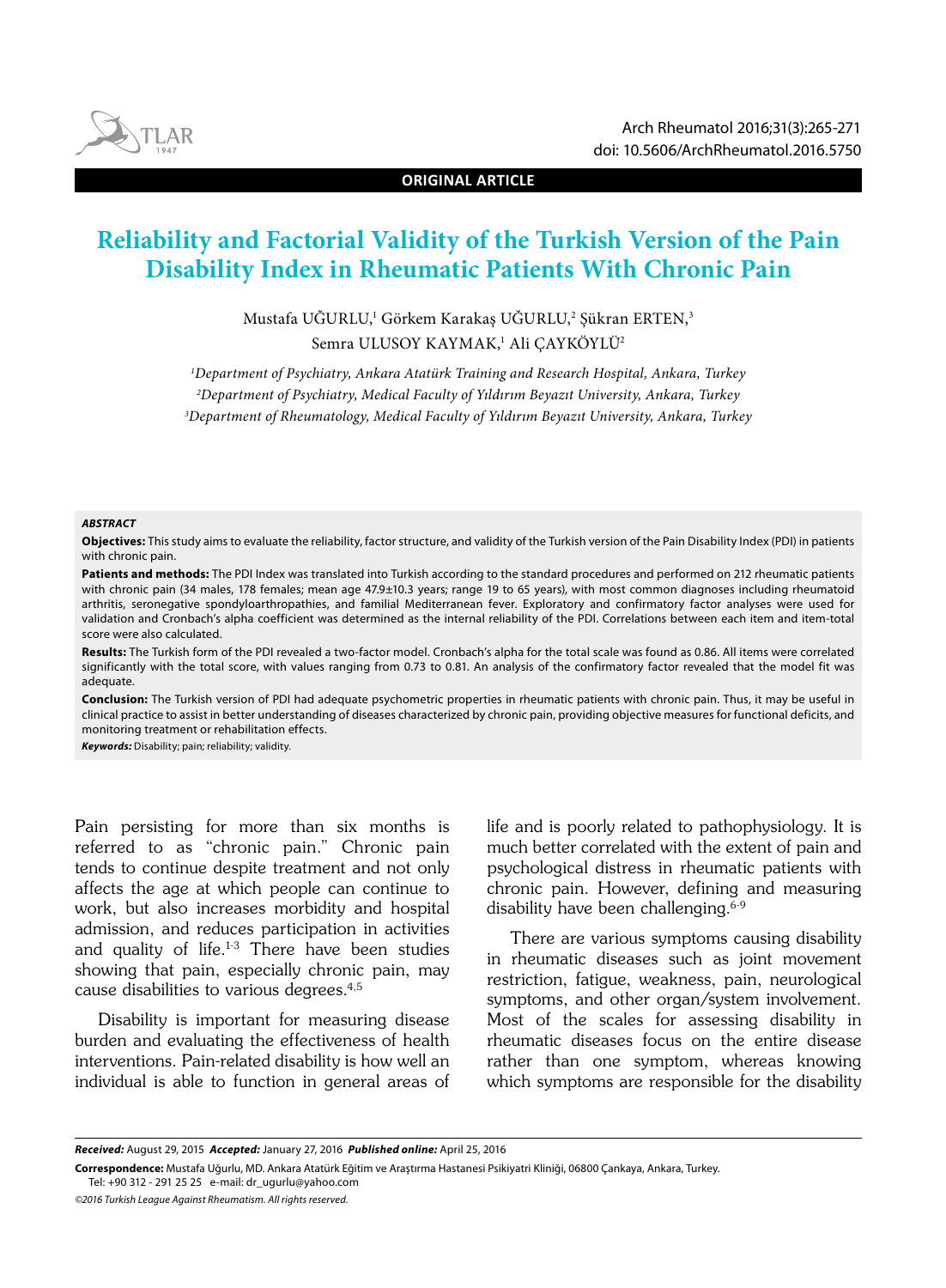**ORIGINAL ARTICLE**

# Reliability and Factorial Validity of the Turkish Version of the Pain Disability Index in Rheumatic Patients With Chronic Pain

Mustafa UĞURLU,[1] Görkem Karakaş UĞURLU,[2] Şükran ERTEN,[3] Semra ULUSOY KAYMAK,[1] Ali ÇAYKÖYLÜ[2]

[1]*Department of Psychiatry, Ankara Atatürk Training and Research Hospital, Ankara, Turkey*
[2]*Department of Psychiatry, Medical Faculty of Yıldırım Beyazıt University, Ankara, Turkey*
[3]*Department of Rheumatology, Medical Faculty of Yıldırım Beyazıt University, Ankara, Turkey*

***ABSTRACT***

**Objectives:** This study aims to evaluate the reliability, factor structure, and validity of the Turkish version of the Pain Disability Index (PDI) in patients with chronic pain.

**Patients and methods:** The PDI Index was translated into Turkish according to the standard procedures and performed on 212 rheumatic patients with chronic pain (34 males, 178 females; mean age 47.9±10.3 years; range 19 to 65 years), with most common diagnoses including rheumatoid arthritis, seronegative spondyloarthropathies, and familial Mediterranean fever. Exploratory and confirmatory factor analyses were used for validation and Cronbach's alpha coefficient was determined as the internal reliability of the PDI. Correlations between each item and item-total score were also calculated.

**Results:** The Turkish form of the PDI revealed a two-factor model. Cronbach's alpha for the total scale was found as 0.86. All items were correlated significantly with the total score, with values ranging from 0.73 to 0.81. An analysis of the confirmatory factor revealed that the model fit was adequate.

**Conclusion:** The Turkish version of PDI had adequate psychometric properties in rheumatic patients with chronic pain. Thus, it may be useful in clinical practice to assist in better understanding of diseases characterized by chronic pain, providing objective measures for functional deficits, and monitoring treatment or rehabilitation effects.

***Keywords:*** Disability; pain; reliability; validity.

Pain persisting for more than six months is referred to as "chronic pain." Chronic pain tends to continue despite treatment and not only affects the age at which people can continue to work, but also increases morbidity and hospital admission, and reduces participation in activities and quality of life.[1-3] There have been studies showing that pain, especially chronic pain, may cause disabilities to various degrees.[4,5]

Disability is important for measuring disease burden and evaluating the effectiveness of health interventions. Pain-related disability is how well an individual is able to function in general areas of life and is poorly related to pathophysiology. It is much better correlated with the extent of pain and psychological distress in rheumatic patients with chronic pain. However, defining and measuring disability have been challenging.[6-9]

There are various symptoms causing disability in rheumatic diseases such as joint movement restriction, fatigue, weakness, pain, neurological symptoms, and other organ/system involvement. Most of the scales for assessing disability in rheumatic diseases focus on the entire disease rather than one symptom, whereas knowing which symptoms are responsible for the disability

***Received:*** August 29, 2015 ***Accepted:*** January 27, 2016 ***Published online:*** April 25, 2016

**Correspondence:** Mustafa Uğurlu, MD. Ankara Atatürk Eğitim ve Araştırma Hastanesi Psikiyatri Kliniği, 06800 Çankaya, Ankara, Turkey.
Tel: +90 312 - 291 25 25 e-mail: dr_ugurlu@yahoo.com

*©2016 Turkish League Against Rheumatism. All rights reserved.*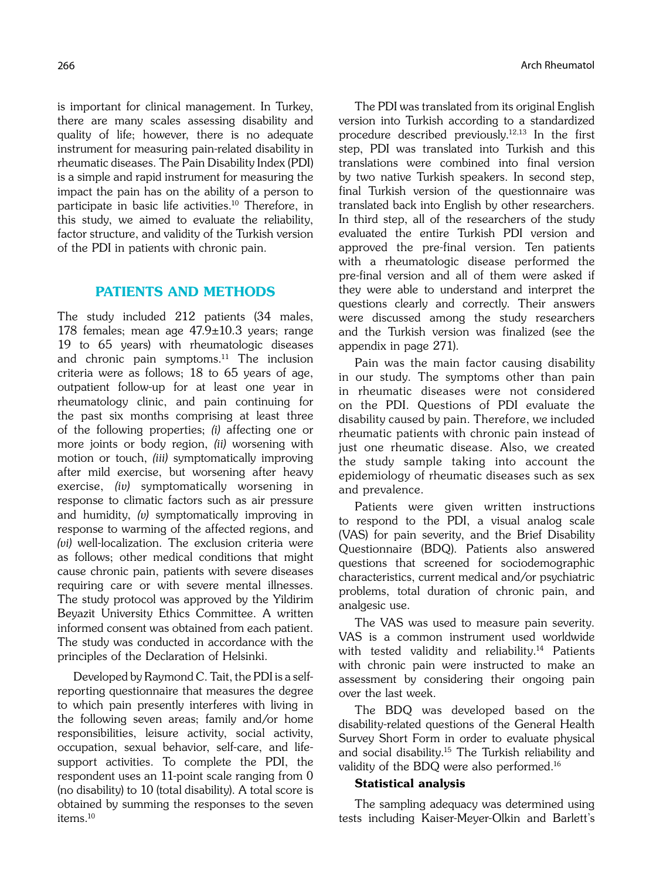is important for clinical management. In Turkey, there are many scales assessing disability and quality of life; however, there is no adequate instrument for measuring pain-related disability in rheumatic diseases. The Pain Disability Index (PDI) is a simple and rapid instrument for measuring the impact the pain has on the ability of a person to participate in basic life activities.[10] Therefore, in this study, we aimed to evaluate the reliability, factor structure, and validity of the Turkish version of the PDI in patients with chronic pain.

## PATIENTS AND METHODS

The study included 212 patients (34 males, 178 females; mean age 47.9±10.3 years; range 19 to 65 years) with rheumatologic diseases and chronic pain symptoms.[11] The inclusion criteria were as follows; 18 to 65 years of age, outpatient follow-up for at least one year in rheumatology clinic, and pain continuing for the past six months comprising at least three of the following properties; *(i)* affecting one or more joints or body region, *(ii)* worsening with motion or touch, *(iii)* symptomatically improving after mild exercise, but worsening after heavy exercise, *(iv)* symptomatically worsening in response to climatic factors such as air pressure and humidity, *(v)* symptomatically improving in response to warming of the affected regions, and *(vi)* well-localization. The exclusion criteria were as follows; other medical conditions that might cause chronic pain, patients with severe diseases requiring care or with severe mental illnesses. The study protocol was approved by the Yildirim Beyazit University Ethics Committee. A written informed consent was obtained from each patient. The study was conducted in accordance with the principles of the Declaration of Helsinki.

Developed by Raymond C. Tait, the PDI is a self-reporting questionnaire that measures the degree to which pain presently interferes with living in the following seven areas; family and/or home responsibilities, leisure activity, social activity, occupation, sexual behavior, self-care, and life-support activities. To complete the PDI, the respondent uses an 11-point scale ranging from 0 (no disability) to 10 (total disability). A total score is obtained by summing the responses to the seven items.[10]

The PDI was translated from its original English version into Turkish according to a standardized procedure described previously.[12,13] In the first step, PDI was translated into Turkish and this translations were combined into final version by two native Turkish speakers. In second step, final Turkish version of the questionnaire was translated back into English by other researchers. In third step, all of the researchers of the study evaluated the entire Turkish PDI version and approved the pre-final version. Ten patients with a rheumatologic disease performed the pre-final version and all of them were asked if they were able to understand and interpret the questions clearly and correctly. Their answers were discussed among the study researchers and the Turkish version was finalized (see the appendix in page 271).

Pain was the main factor causing disability in our study. The symptoms other than pain in rheumatic diseases were not considered on the PDI. Questions of PDI evaluate the disability caused by pain. Therefore, we included rheumatic patients with chronic pain instead of just one rheumatic disease. Also, we created the study sample taking into account the epidemiology of rheumatic diseases such as sex and prevalence.

Patients were given written instructions to respond to the PDI, a visual analog scale (VAS) for pain severity, and the Brief Disability Questionnaire (BDQ). Patients also answered questions that screened for sociodemographic characteristics, current medical and/or psychiatric problems, total duration of chronic pain, and analgesic use.

The VAS was used to measure pain severity. VAS is a common instrument used worldwide with tested validity and reliability.[14] Patients with chronic pain were instructed to make an assessment by considering their ongoing pain over the last week.

The BDQ was developed based on the disability-related questions of the General Health Survey Short Form in order to evaluate physical and social disability.[15] The Turkish reliability and validity of the BDQ were also performed.[16]

### Statistical analysis

The sampling adequacy was determined using tests including Kaiser-Meyer-Olkin and Barlett's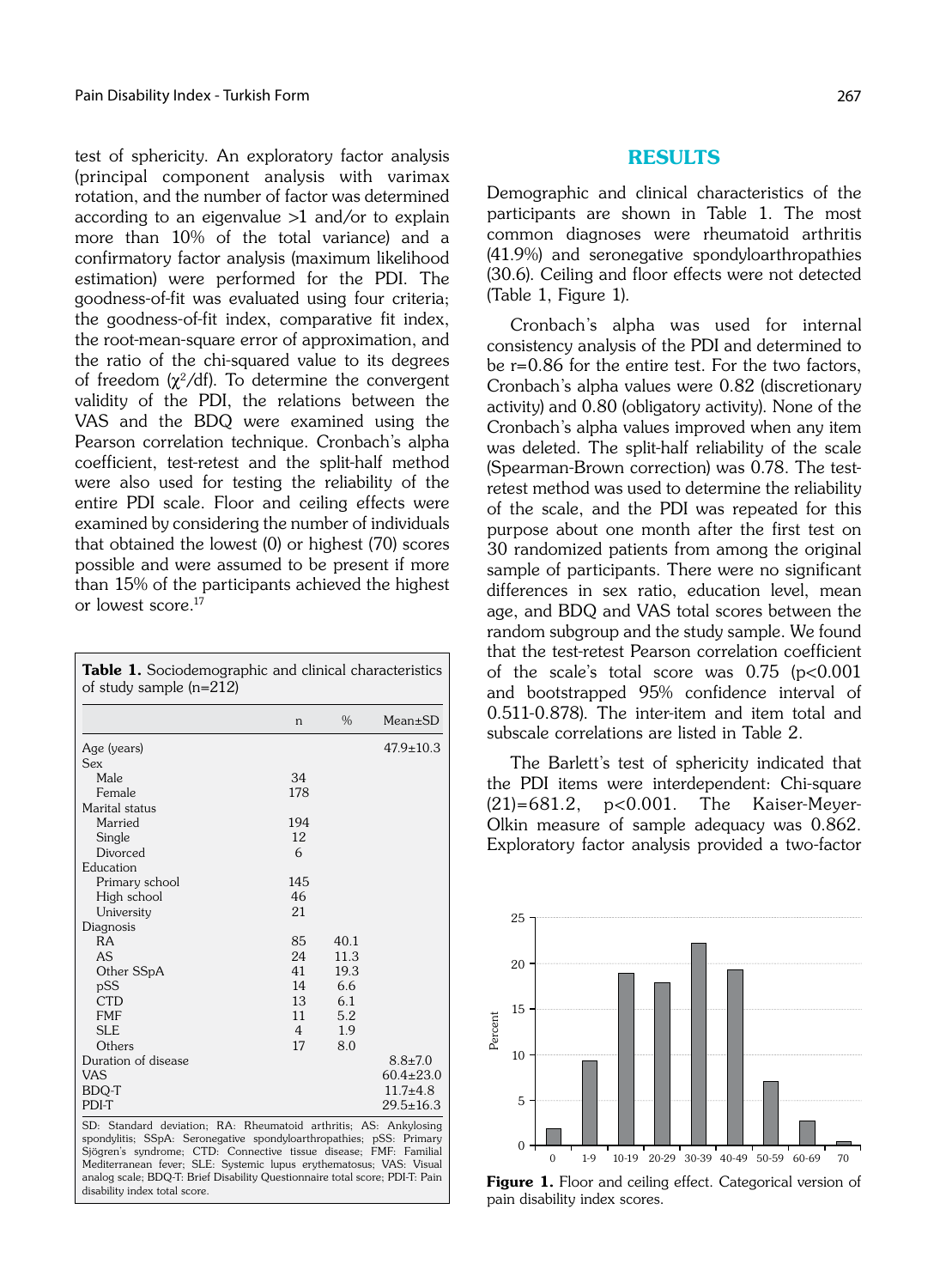test of sphericity. An exploratory factor analysis (principal component analysis with varimax rotation, and the number of factor was determined according to an eigenvalue >1 and/or to explain more than 10% of the total variance) and a confirmatory factor analysis (maximum likelihood estimation) were performed for the PDI. The goodness-of-fit was evaluated using four criteria; the goodness-of-fit index, comparative fit index, the root-mean-square error of approximation, and the ratio of the chi-squared value to its degrees of freedom ($\chi^2$/df). To determine the convergent validity of the PDI, the relations between the VAS and the BDQ were examined using the Pearson correlation technique. Cronbach's alpha coefficient, test-retest and the split-half method were also used for testing the reliability of the entire PDI scale. Floor and ceiling effects were examined by considering the number of individuals that obtained the lowest (0) or highest (70) scores possible and were assumed to be present if more than 15% of the participants achieved the highest or lowest score.[17]

**Table 1.** Sociodemographic and clinical characteristics of study sample (n=212)

| | n | % | Mean±SD |
|---|---|---|---|
| Age (years) | | | 47.9±10.3 |
| Sex | | | |
| Male | 34 | | |
| Female | 178 | | |
| Marital status | | | |
| Married | 194 | | |
| Single | 12 | | |
| Divorced | 6 | | |
| Education | | | |
| Primary school | 145 | | |
| High school | 46 | | |
| University | 21 | | |
| Diagnosis | | | |
| RA | 85 | 40.1 | |
| AS | 24 | 11.3 | |
| Other SSpA | 41 | 19.3 | |
| pSS | 14 | 6.6 | |
| CTD | 13 | 6.1 | |
| FMF | 11 | 5.2 | |
| SLE | 4 | 1.9 | |
| Others | 17 | 8.0 | |
| Duration of disease | | | 8.8±7.0 |
| VAS | | | 60.4±23.0 |
| BDQ-T | | | 11.7±4.8 |
| PDI-T | | | 29.5±16.3 |

SD: Standard deviation; RA: Rheumatoid arthritis; AS: Ankylosing spondylitis; SSpA: Seronegative spondyloarthropathies; pSS: Primary Sjögren's syndrome; CTD: Connective tissue disease; FMF: Familial Mediterranean fever; SLE: Systemic lupus erythematosus; VAS: Visual analog scale; BDQ-T: Brief Disability Questionnaire total score; PDI-T: Pain disability index total score.

## RESULTS

Demographic and clinical characteristics of the participants are shown in Table 1. The most common diagnoses were rheumatoid arthritis (41.9%) and seronegative spondyloarthropathies (30.6). Ceiling and floor effects were not detected (Table 1, Figure 1).

Cronbach's alpha was used for internal consistency analysis of the PDI and determined to be r=0.86 for the entire test. For the two factors, Cronbach's alpha values were 0.82 (discretionary activity) and 0.80 (obligatory activity). None of the Cronbach's alpha values improved when any item was deleted. The split-half reliability of the scale (Spearman-Brown correction) was 0.78. The test-retest method was used to determine the reliability of the scale, and the PDI was repeated for this purpose about one month after the first test on 30 randomized patients from among the original sample of participants. There were no significant differences in sex ratio, education level, mean age, and BDQ and VAS total scores between the random subgroup and the study sample. We found that the test-retest Pearson correlation coefficient of the scale's total score was 0.75 ($p<0.001$ and bootstrapped 95% confidence interval of 0.511-0.878). The inter-item and item total and subscale correlations are listed in Table 2.

The Barlett's test of sphericity indicated that the PDI items were interdependent: Chi-square (21)=681.2, $p<0.001$. The Kaiser-Meyer-Olkin measure of sample adequacy was 0.862. Exploratory factor analysis provided a two-factor

**Figure 1.** Floor and ceiling effect. Categorical version of pain disability index scores.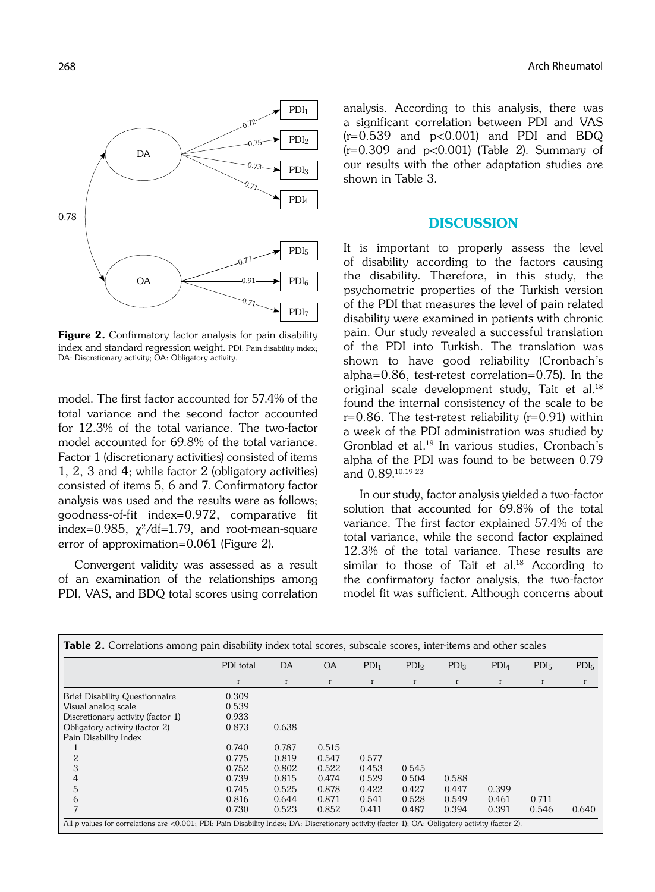Figure 2. Confirmatory factor analysis for pain disability index and standard regression weight. PDI: Pain disability index; DA: Discretionary activity; OA: Obligatory activity.

model. The first factor accounted for 57.4% of the total variance and the second factor accounted for 12.3% of the total variance. The two-factor model accounted for 69.8% of the total variance. Factor 1 (discretionary activities) consisted of items 1, 2, 3 and 4; while factor 2 (obligatory activities) consisted of items 5, 6 and 7. Confirmatory factor analysis was used and the results were as follows; goodness-of-fit index=0.972, comparative fit index=0.985, $\chi^2$/df=1.79, and root-mean-square error of approximation=0.061 (Figure 2).

Convergent validity was assessed as a result of an examination of the relationships among PDI, VAS, and BDQ total scores using correlation analysis. According to this analysis, there was a significant correlation between PDI and VAS (r=0.539 and p<0.001) and PDI and BDQ (r=0.309 and p<0.001) (Table 2). Summary of our results with the other adaptation studies are shown in Table 3.

## DISCUSSION

It is important to properly assess the level of disability according to the factors causing the disability. Therefore, in this study, the psychometric properties of the Turkish version of the PDI that measures the level of pain related disability were examined in patients with chronic pain. Our study revealed a successful translation of the PDI into Turkish. The translation was shown to have good reliability (Cronbach's alpha=0.86, test-retest correlation=0.75). In the original scale development study, Tait et al.[18] found the internal consistency of the scale to be r=0.86. The test-retest reliability (r=0.91) within a week of the PDI administration was studied by Gronblad et al.[19] In various studies, Cronbach's alpha of the PDI was found to be between 0.79 and 0.89.[10,19-23]

In our study, factor analysis yielded a two-factor solution that accounted for 69.8% of the total variance. The first factor explained 57.4% of the total variance, while the second factor explained 12.3% of the total variance. These results are similar to those of Tait et al.[18] According to the confirmatory factor analysis, the two-factor model fit was sufficient. Although concerns about

**Table 2.** Correlations among pain disability index total scores, subscale scores, inter-items and other scales

| | PDI total | DA | OA | $PDI_1$ | $PDI_2$ | $PDI_3$ | $PDI_4$ | $PDI_5$ | $PDI_6$ |
|---|---|---|---|---|---|---|---|---|---|
| | r | r | r | r | r | r | r | r | r |
| Brief Disability Questionnaire | 0.309 | | | | | | | | |
| Visual analog scale | 0.539 | | | | | | | | |
| Discretionary activity (factor 1) | 0.933 | | | | | | | | |
| Obligatory activity (factor 2) | 0.873 | 0.638 | | | | | | | |
| Pain Disability Index | | | | | | | | | |
| 1 | 0.740 | 0.787 | 0.515 | | | | | | |
| 2 | 0.775 | 0.819 | 0.547 | 0.577 | | | | | |
| 3 | 0.752 | 0.802 | 0.522 | 0.453 | 0.545 | | | | |
| 4 | 0.739 | 0.815 | 0.474 | 0.529 | 0.504 | 0.588 | | | |
| 5 | 0.745 | 0.525 | 0.878 | 0.422 | 0.427 | 0.447 | 0.399 | | |
| 6 | 0.816 | 0.644 | 0.871 | 0.541 | 0.528 | 0.549 | 0.461 | 0.711 | |
| 7 | 0.730 | 0.523 | 0.852 | 0.411 | 0.487 | 0.394 | 0.391 | 0.546 | 0.640 |

All *p* values for correlations are <0.001; PDI: Pain Disability Index; DA: Discretionary activity (factor 1); OA: Obligatory activity (factor 2).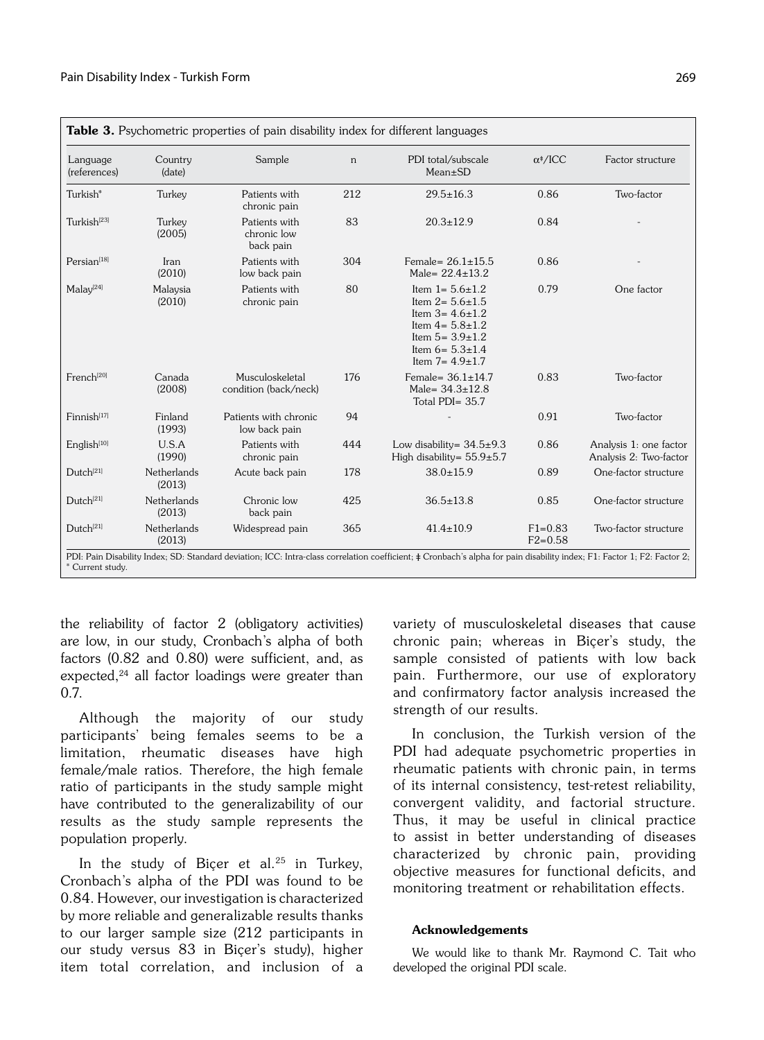**Table 3.** Psychometric properties of pain disability index for different languages

| Language (references) | Country (date) | Sample | n | PDI total/subscale Mean±SD | α‡/ICC | Factor structure |
|---|---|---|---|---|---|---|
| Turkish* | Turkey | Patients with chronic pain | 212 | 29.5±16.3 | 0.86 | Two-factor |
| Turkish[23] | Turkey (2005) | Patients with chronic low back pain | 83 | 20.3±12.9 | 0.84 | - |
| Persian[18] | Iran (2010) | Patients with low back pain | 304 | Female= 26.1±15.5<br>Male= 22.4±13.2 | 0.86 | - |
| Malay[24] | Malaysia (2010) | Patients with chronic pain | 80 | Item 1= 5.6±1.2<br>Item 2= 5.6±1.5<br>Item 3= 4.6±1.2<br>Item 4= 5.8±1.2<br>Item 5= 3.9±1.2<br>Item 6= 5.3±1.4<br>Item 7= 4.9±1.7 | 0.79 | One factor |
| French[20] | Canada (2008) | Musculoskeletal condition (back/neck) | 176 | Female= 36.1±14.7<br>Male= 34.3±12.8<br>Total PDI= 35.7 | 0.83 | Two-factor |
| Finnish[17] | Finland (1993) | Patients with chronic low back pain | 94 | - | 0.91 | Two-factor |
| English[10] | U.S.A (1990) | Patients with chronic pain | 444 | Low disability= 34.5±9.3<br>High disability= 55.9±5.7 | 0.86 | Analysis 1: one factor<br>Analysis 2: Two-factor |
| Dutch[21] | Netherlands (2013) | Acute back pain | 178 | 38.0±15.9 | 0.89 | One-factor structure |
| Dutch[21] | Netherlands (2013) | Chronic low back pain | 425 | 36.5±13.8 | 0.85 | One-factor structure |
| Dutch[21] | Netherlands (2013) | Widespread pain | 365 | 41.4±10.9 | F1=0.83<br>F2=0.58 | Two-factor structure |

PDI: Pain Disability Index; SD: Standard deviation; ICC: Intra-class correlation coefficient; ‡ Cronbach's alpha for pain disability index; F1: Factor 1; F2: Factor 2; * Current study.

the reliability of factor 2 (obligatory activities) are low, in our study, Cronbach's alpha of both factors (0.82 and 0.80) were sufficient, and, as expected,[24] all factor loadings were greater than 0.7.

Although the majority of our study participants' being females seems to be a limitation, rheumatic diseases have high female/male ratios. Therefore, the high female ratio of participants in the study sample might have contributed to the generalizability of our results as the study sample represents the population properly.

In the study of Biçer et al.[25] in Turkey, Cronbach's alpha of the PDI was found to be 0.84. However, our investigation is characterized by more reliable and generalizable results thanks to our larger sample size (212 participants in our study versus 83 in Biçer's study), higher item total correlation, and inclusion of a variety of musculoskeletal diseases that cause chronic pain; whereas in Biçer's study, the sample consisted of patients with low back pain. Furthermore, our use of exploratory and confirmatory factor analysis increased the strength of our results.

In conclusion, the Turkish version of the PDI had adequate psychometric properties in rheumatic patients with chronic pain, in terms of its internal consistency, test-retest reliability, convergent validity, and factorial structure. Thus, it may be useful in clinical practice to assist in better understanding of diseases characterized by chronic pain, providing objective measures for functional deficits, and monitoring treatment or rehabilitation effects.

#### Acknowledgements

We would like to thank Mr. Raymond C. Tait who developed the original PDI scale.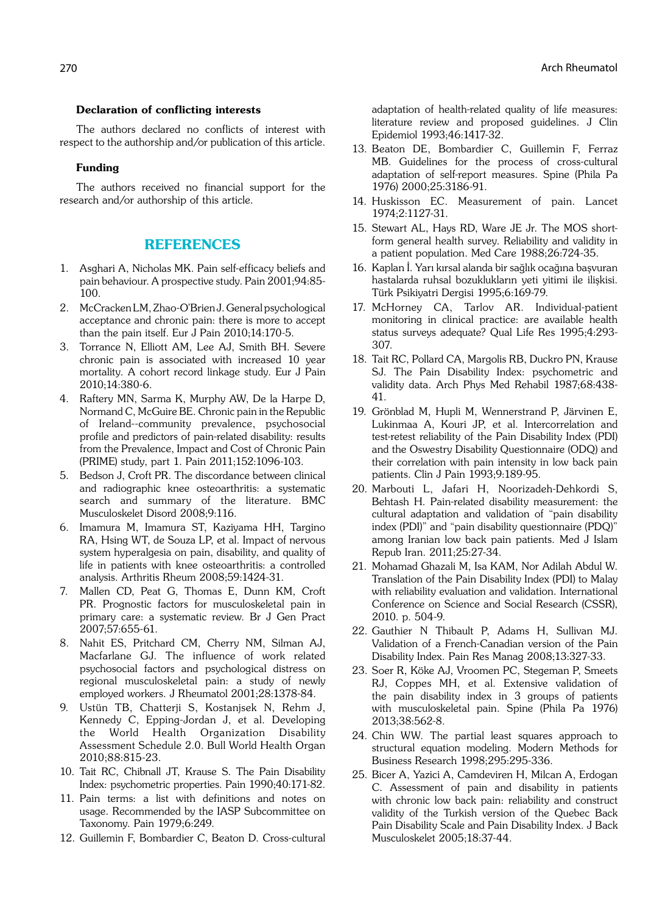#### Declaration of conflicting interests

The authors declared no conflicts of interest with respect to the authorship and/or publication of this article.

#### Funding

The authors received no financial support for the research and/or authorship of this article.

## REFERENCES

1. Asghari A, Nicholas MK. Pain self-efficacy beliefs and pain behaviour. A prospective study. Pain 2001;94:85-100.
2. McCracken LM, Zhao-O'Brien J. General psychological acceptance and chronic pain: there is more to accept than the pain itself. Eur J Pain 2010;14:170-5.
3. Torrance N, Elliott AM, Lee AJ, Smith BH. Severe chronic pain is associated with increased 10 year mortality. A cohort record linkage study. Eur J Pain 2010;14:380-6.
4. Raftery MN, Sarma K, Murphy AW, De la Harpe D, Normand C, McGuire BE. Chronic pain in the Republic of Ireland--community prevalence, psychosocial profile and predictors of pain-related disability: results from the Prevalence, Impact and Cost of Chronic Pain (PRIME) study, part 1. Pain 2011;152:1096-103.
5. Bedson J, Croft PR. The discordance between clinical and radiographic knee osteoarthritis: a systematic search and summary of the literature. BMC Musculoskelet Disord 2008;9:116.
6. Imamura M, Imamura ST, Kaziyama HH, Targino RA, Hsing WT, de Souza LP, et al. Impact of nervous system hyperalgesia on pain, disability, and quality of life in patients with knee osteoarthritis: a controlled analysis. Arthritis Rheum 2008;59:1424-31.
7. Mallen CD, Peat G, Thomas E, Dunn KM, Croft PR. Prognostic factors for musculoskeletal pain in primary care: a systematic review. Br J Gen Pract 2007;57:655-61.
8. Nahit ES, Pritchard CM, Cherry NM, Silman AJ, Macfarlane GJ. The influence of work related psychosocial factors and psychological distress on regional musculoskeletal pain: a study of newly employed workers. J Rheumatol 2001;28:1378-84.
9. Ustün TB, Chatterji S, Kostanjsek N, Rehm J, Kennedy C, Epping-Jordan J, et al. Developing the World Health Organization Disability Assessment Schedule 2.0. Bull World Health Organ 2010;88:815-23.
10. Tait RC, Chibnall JT, Krause S. The Pain Disability Index: psychometric properties. Pain 1990;40:171-82.
11. Pain terms: a list with definitions and notes on usage. Recommended by the IASP Subcommittee on Taxonomy. Pain 1979;6:249.
12. Guillemin F, Bombardier C, Beaton D. Cross-cultural adaptation of health-related quality of life measures: literature review and proposed guidelines. J Clin Epidemiol 1993;46:1417-32.
13. Beaton DE, Bombardier C, Guillemin F, Ferraz MB. Guidelines for the process of cross-cultural adaptation of self-report measures. Spine (Phila Pa 1976) 2000;25:3186-91.
14. Huskisson EC. Measurement of pain. Lancet 1974;2:1127-31.
15. Stewart AL, Hays RD, Ware JE Jr. The MOS short-form general health survey. Reliability and validity in a patient population. Med Care 1988;26:724-35.
16. Kaplan İ. Yarı kırsal alanda bir sağlık ocağına başvuran hastalarda ruhsal bozuklukların yeti yitimi ile ilişkisi. Türk Psikiyatri Dergisi 1995;6:169-79.
17. McHorney CA, Tarlov AR. Individual-patient monitoring in clinical practice: are available health status surveys adequate? Qual Life Res 1995;4:293-307.
18. Tait RC, Pollard CA, Margolis RB, Duckro PN, Krause SJ. The Pain Disability Index: psychometric and validity data. Arch Phys Med Rehabil 1987;68:438-41.
19. Grönblad M, Hupli M, Wennerstrand P, Järvinen E, Lukinmaa A, Kouri JP, et al. Intercorrelation and test-retest reliability of the Pain Disability Index (PDI) and the Oswestry Disability Questionnaire (ODQ) and their correlation with pain intensity in low back pain patients. Clin J Pain 1993;9:189-95.
20. Marbouti L, Jafari H, Noorizadeh-Dehkordi S, Behtash H. Pain-related disability measurement: the cultural adaptation and validation of "pain disability index (PDI)" and "pain disability questionnaire (PDQ)" among Iranian low back pain patients. Med J Islam Repub Iran. 2011;25:27-34.
21. Mohamad Ghazali M, Isa KAM, Nor Adilah Abdul W. Translation of the Pain Disability Index (PDI) to Malay with reliability evaluation and validation. International Conference on Science and Social Research (CSSR), 2010. p. 504-9.
22. Gauthier N Thibault P, Adams H, Sullivan MJ. Validation of a French-Canadian version of the Pain Disability Index. Pain Res Manag 2008;13:327-33.
23. Soer R, Köke AJ, Vroomen PC, Stegeman P, Smeets RJ, Coppes MH, et al. Extensive validation of the pain disability index in 3 groups of patients with musculoskeletal pain. Spine (Phila Pa 1976) 2013;38:562-8.
24. Chin WW. The partial least squares approach to structural equation modeling. Modern Methods for Business Research 1998;295:295-336.
25. Bicer A, Yazici A, Camdeviren H, Milcan A, Erdogan C. Assessment of pain and disability in patients with chronic low back pain: reliability and construct validity of the Turkish version of the Quebec Back Pain Disability Scale and Pain Disability Index. J Back Musculoskelet 2005;18:37-44.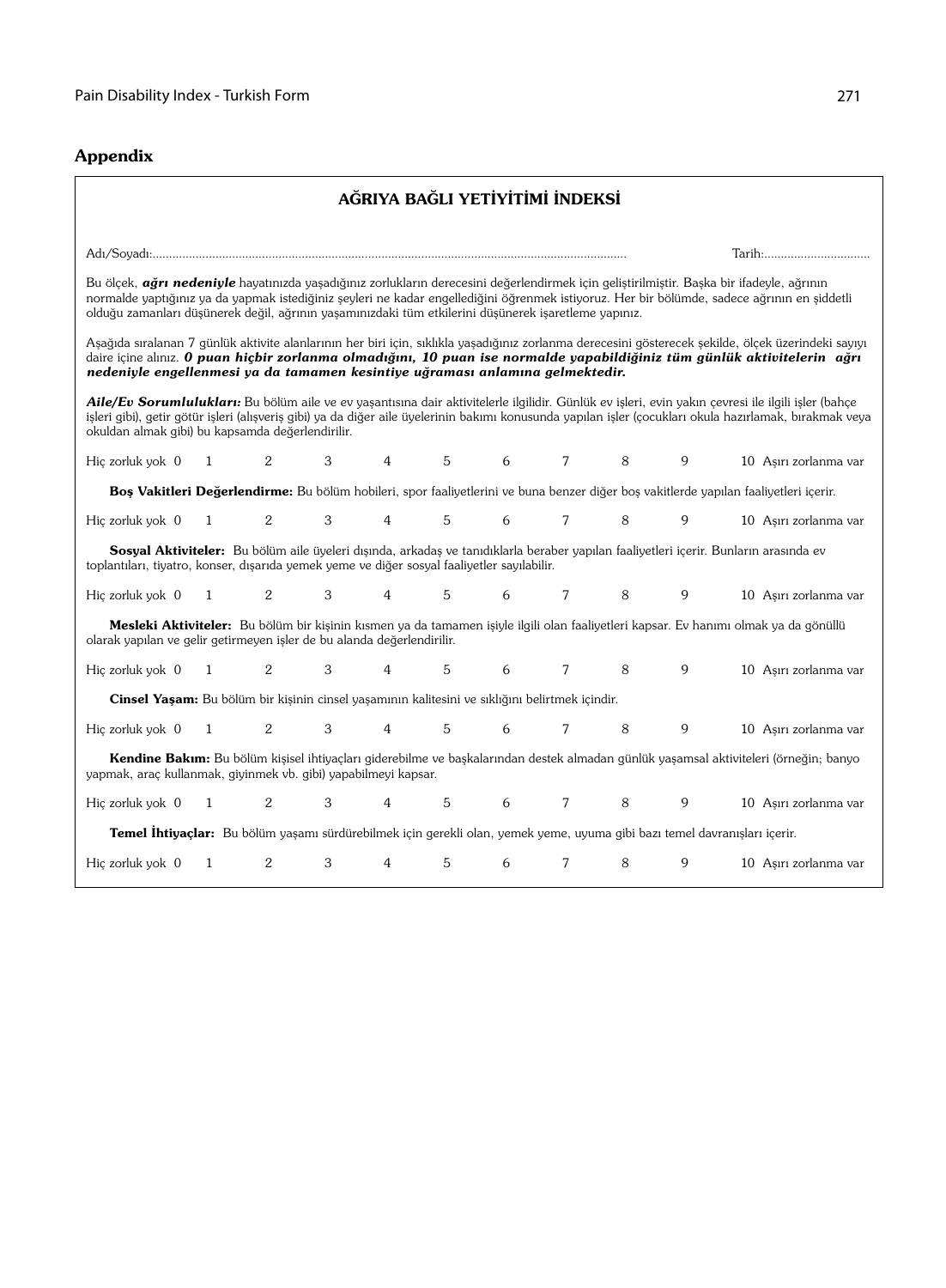## Appendix

### AĞRIYA BAĞLI YETİYİTİMİ İNDEKSİ

Adı/Soyadı:............................................................................................................................................ Tarih:................................

Bu ölçek, ***ağrı nedeniyle*** hayatınızda yaşadığınız zorlukların derecesini değerlendirmek için geliştirilmiştir. Başka bir ifadeyle, ağrının normalde yaptığınız ya da yapmak istediğiniz şeyleri ne kadar engellediğini öğrenmek istiyoruz. Her bir bölümde, sadece ağrının en şiddetli olduğu zamanları düşünerek değil, ağrının yaşamınızdaki tüm etkilerini düşünerek işaretleme yapınız.

Aşağıda sıralanan 7 günlük aktivite alanlarının her biri için, sıklıkla yaşadığınız zorlanma derecesini gösterecek şekilde, ölçek üzerindeki sayıyı daire içine alınız. ***0 puan hiçbir zorlanma olmadığını, 10 puan ise normalde yapabildiğiniz tüm günlük aktivitelerin ağrı nedeniyle engellenmesi ya da tamamen kesintiye uğraması anlamına gelmektedir.***

***Aile/Ev Sorumlulukları:*** Bu bölüm aile ve ev yaşantısına dair aktivitelerle ilgilidir. Günlük ev işleri, evin yakın çevresi ile ilgili işler (bahçe işleri gibi), getir götür işleri (alışveriş gibi) ya da diğer aile üyelerinin bakımı konusunda yapılan işler (çocukları okula hazırlamak, bırakmak veya okuldan almak gibi) bu kapsamda değerlendirilir.

Hiç zorluk yok 0 1 2 3 4 5 6 7 8 9 10 Aşırı zorlanma var

**Boş Vakitleri Değerlendirme:** Bu bölüm hobileri, spor faaliyetlerini ve buna benzer diğer boş vakitlerde yapılan faaliyetleri içerir.

Hiç zorluk yok 0 1 2 3 4 5 6 7 8 9 10 Aşırı zorlanma var

**Sosyal Aktiviteler:** Bu bölüm aile üyeleri dışında, arkadaş ve tanıdıklarla beraber yapılan faaliyetleri içerir. Bunların arasında ev toplantıları, tiyatro, konser, dışarıda yemek yeme ve diğer sosyal faaliyetler sayılabilir.

Hiç zorluk yok 0 1 2 3 4 5 6 7 8 9 10 Aşırı zorlanma var

**Mesleki Aktiviteler:** Bu bölüm bir kişinin kısmen ya da tamamen işiyle ilgili olan faaliyetleri kapsar. Ev hanımı olmak ya da gönüllü olarak yapılan ve gelir getirmeyen işler de bu alanda değerlendirilir.

Hiç zorluk yok 0 1 2 3 4 5 6 7 8 9 10 Aşırı zorlanma var

**Cinsel Yaşam:** Bu bölüm bir kişinin cinsel yaşamının kalitesini ve sıklığını belirtmek içindir.

Hiç zorluk yok 0 1 2 3 4 5 6 7 8 9 10 Aşırı zorlanma var

**Kendine Bakım:** Bu bölüm kişisel ihtiyaçları giderebilme ve başkalarından destek almadan günlük yaşamsal aktiviteleri (örneğin; banyo yapmak, araç kullanmak, giyinmek vb. gibi) yapabilmeyi kapsar.

Hiç zorluk yok 0 1 2 3 4 5 6 7 8 9 10 Aşırı zorlanma var

**Temel İhtiyaçlar:** Bu bölüm yaşamı sürdürebilmek için gerekli olan, yemek yeme, uyuma gibi bazı temel davranışları içerir.

Hiç zorluk yok 0 1 2 3 4 5 6 7 8 9 10 Aşırı zorlanma var